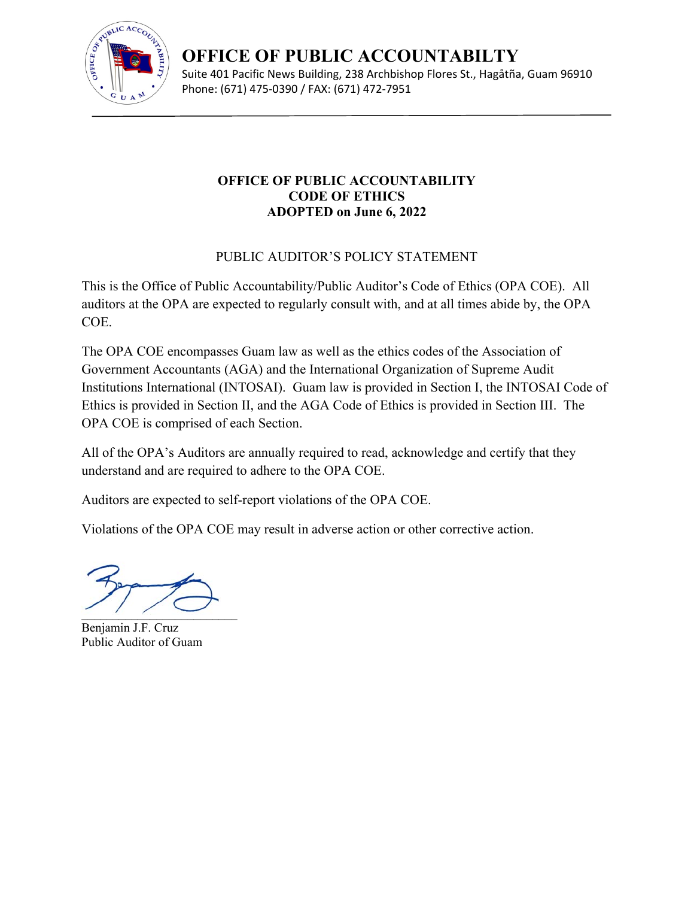# OFFICE OF PUBLIC ACCOUNTABILTY

Suite 401 Pacific News Building, 238 Archbishop Flores St., Hagåtña, Guam 96910
Phone: (671) 475-0390 / FAX: (671) 472-7951

---

**OFFICE OF PUBLIC ACCOUNTABILITY**
**CODE OF ETHICS**
**ADOPTED on June 6, 2022**

PUBLIC AUDITOR'S POLICY STATEMENT

This is the Office of Public Accountability/Public Auditor's Code of Ethics (OPA COE). All auditors at the OPA are expected to regularly consult with, and at all times abide by, the OPA COE.

The OPA COE encompasses Guam law as well as the ethics codes of the Association of Government Accountants (AGA) and the International Organization of Supreme Audit Institutions International (INTOSAI). Guam law is provided in Section I, the INTOSAI Code of Ethics is provided in Section II, and the AGA Code of Ethics is provided in Section III. The OPA COE is comprised of each Section.

All of the OPA's Auditors are annually required to read, acknowledge and certify that they understand and are required to adhere to the OPA COE.

Auditors are expected to self-report violations of the OPA COE.

Violations of the OPA COE may result in adverse action or other corrective action.

\_\_\_\_\_\_\_\_\_\_\_\_\_\_\_\_\_\_\_\_\_\_\_\_\_\_\_
Benjamin J.F. Cruz
Public Auditor of Guam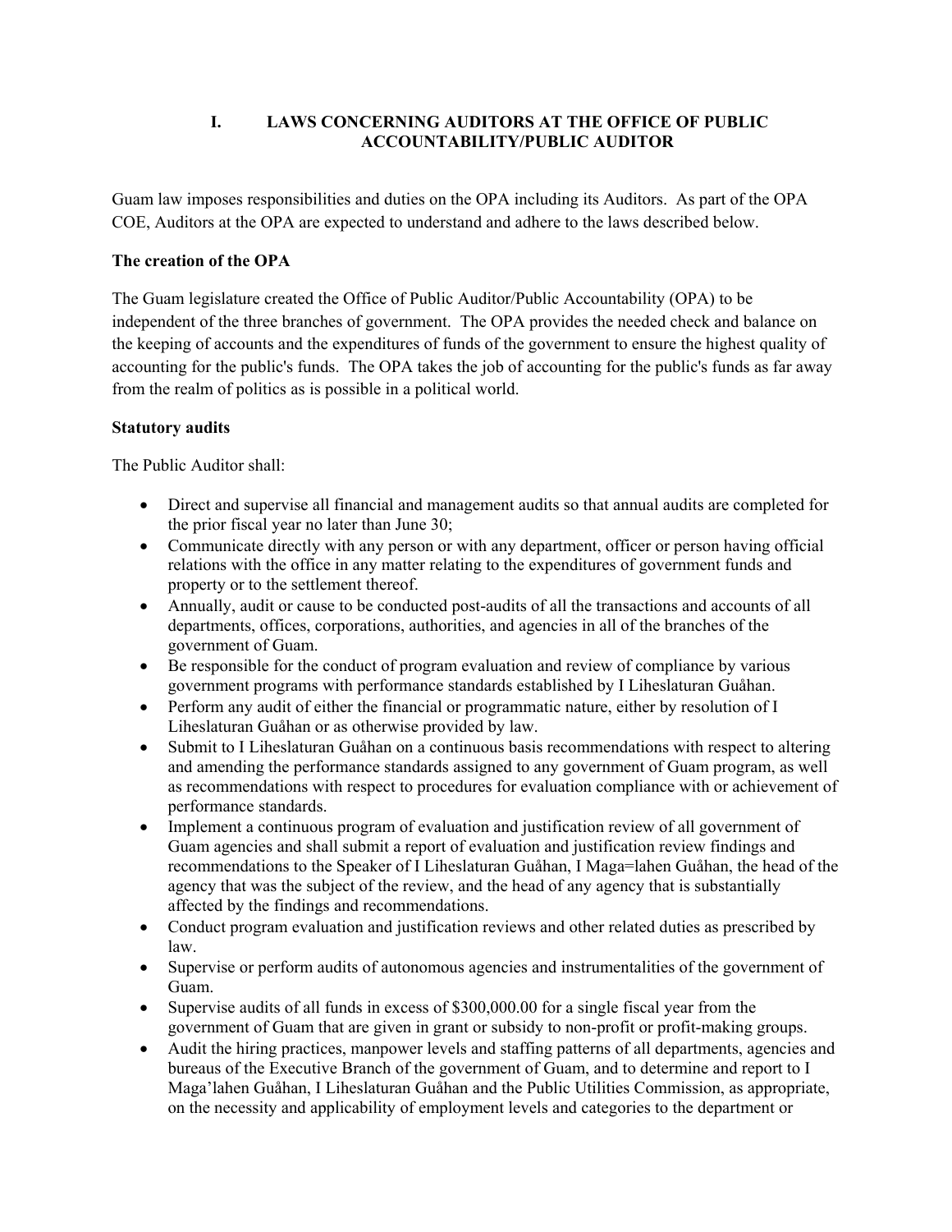## I. LAWS CONCERNING AUDITORS AT THE OFFICE OF PUBLIC ACCOUNTABILITY/PUBLIC AUDITOR

Guam law imposes responsibilities and duties on the OPA including its Auditors. As part of the OPA COE, Auditors at the OPA are expected to understand and adhere to the laws described below.

**The creation of the OPA**

The Guam legislature created the Office of Public Auditor/Public Accountability (OPA) to be independent of the three branches of government. The OPA provides the needed check and balance on the keeping of accounts and the expenditures of funds of the government to ensure the highest quality of accounting for the public's funds. The OPA takes the job of accounting for the public's funds as far away from the realm of politics as is possible in a political world.

**Statutory audits**

The Public Auditor shall:

- Direct and supervise all financial and management audits so that annual audits are completed for the prior fiscal year no later than June 30;
- Communicate directly with any person or with any department, officer or person having official relations with the office in any matter relating to the expenditures of government funds and property or to the settlement thereof.
- Annually, audit or cause to be conducted post-audits of all the transactions and accounts of all departments, offices, corporations, authorities, and agencies in all of the branches of the government of Guam.
- Be responsible for the conduct of program evaluation and review of compliance by various government programs with performance standards established by I Liheslaturan Guåhan.
- Perform any audit of either the financial or programmatic nature, either by resolution of I Liheslaturan Guåhan or as otherwise provided by law.
- Submit to I Liheslaturan Guåhan on a continuous basis recommendations with respect to altering and amending the performance standards assigned to any government of Guam program, as well as recommendations with respect to procedures for evaluation compliance with or achievement of performance standards.
- Implement a continuous program of evaluation and justification review of all government of Guam agencies and shall submit a report of evaluation and justification review findings and recommendations to the Speaker of I Liheslaturan Guåhan, I Maga=lahen Guåhan, the head of the agency that was the subject of the review, and the head of any agency that is substantially affected by the findings and recommendations.
- Conduct program evaluation and justification reviews and other related duties as prescribed by law.
- Supervise or perform audits of autonomous agencies and instrumentalities of the government of Guam.
- Supervise audits of all funds in excess of $300,000.00 for a single fiscal year from the government of Guam that are given in grant or subsidy to non-profit or profit-making groups.
- Audit the hiring practices, manpower levels and staffing patterns of all departments, agencies and bureaus of the Executive Branch of the government of Guam, and to determine and report to I Maga'lahen Guåhan, I Liheslaturan Guåhan and the Public Utilities Commission, as appropriate, on the necessity and applicability of employment levels and categories to the department or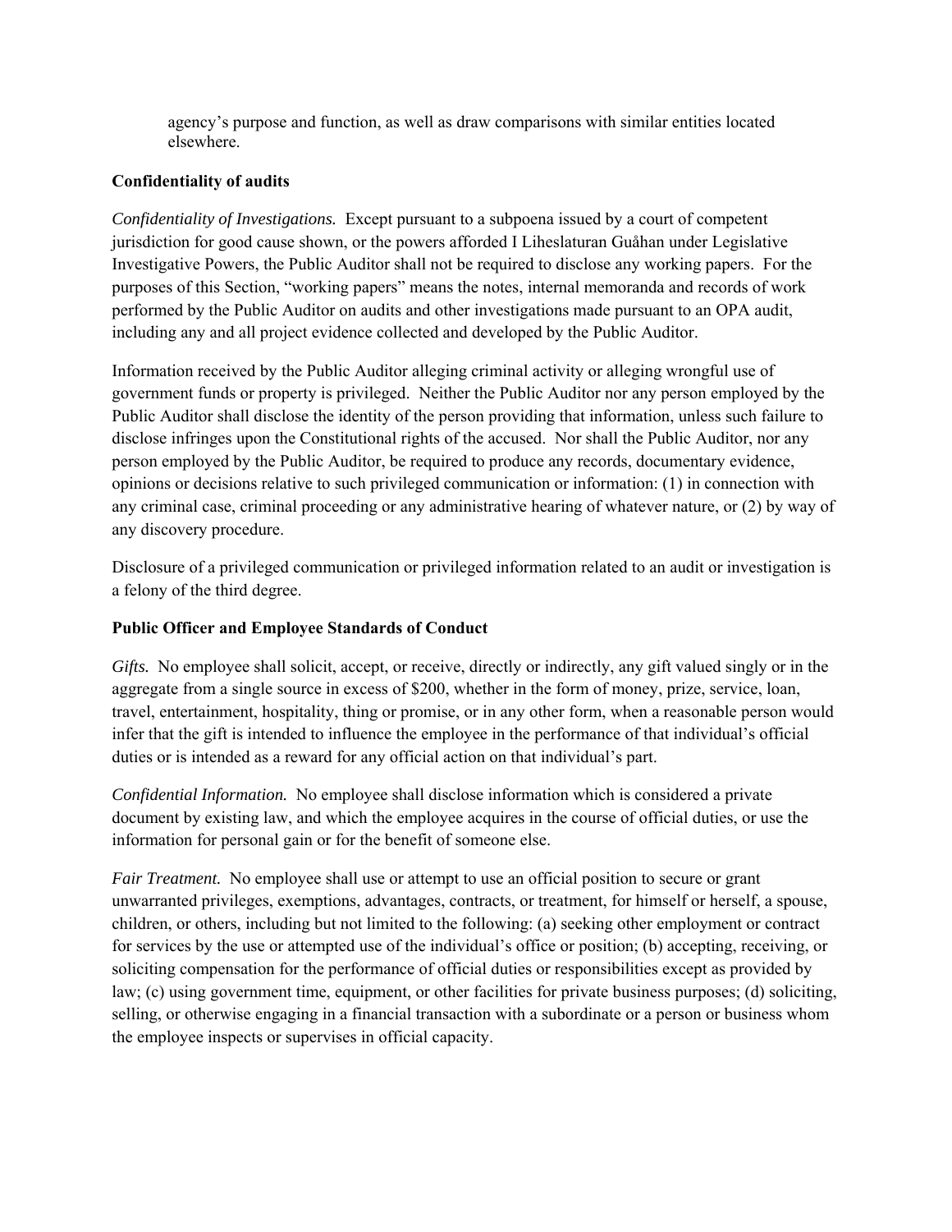agency's purpose and function, as well as draw comparisons with similar entities located elsewhere.

**Confidentiality of audits**

*Confidentiality of Investigations.* Except pursuant to a subpoena issued by a court of competent jurisdiction for good cause shown, or the powers afforded I Liheslaturan Guåhan under Legislative Investigative Powers, the Public Auditor shall not be required to disclose any working papers. For the purposes of this Section, "working papers" means the notes, internal memoranda and records of work performed by the Public Auditor on audits and other investigations made pursuant to an OPA audit, including any and all project evidence collected and developed by the Public Auditor.

Information received by the Public Auditor alleging criminal activity or alleging wrongful use of government funds or property is privileged. Neither the Public Auditor nor any person employed by the Public Auditor shall disclose the identity of the person providing that information, unless such failure to disclose infringes upon the Constitutional rights of the accused. Nor shall the Public Auditor, nor any person employed by the Public Auditor, be required to produce any records, documentary evidence, opinions or decisions relative to such privileged communication or information: (1) in connection with any criminal case, criminal proceeding or any administrative hearing of whatever nature, or (2) by way of any discovery procedure.

Disclosure of a privileged communication or privileged information related to an audit or investigation is a felony of the third degree.

**Public Officer and Employee Standards of Conduct**

*Gifts.* No employee shall solicit, accept, or receive, directly or indirectly, any gift valued singly or in the aggregate from a single source in excess of $200, whether in the form of money, prize, service, loan, travel, entertainment, hospitality, thing or promise, or in any other form, when a reasonable person would infer that the gift is intended to influence the employee in the performance of that individual's official duties or is intended as a reward for any official action on that individual's part.

*Confidential Information.* No employee shall disclose information which is considered a private document by existing law, and which the employee acquires in the course of official duties, or use the information for personal gain or for the benefit of someone else.

*Fair Treatment.* No employee shall use or attempt to use an official position to secure or grant unwarranted privileges, exemptions, advantages, contracts, or treatment, for himself or herself, a spouse, children, or others, including but not limited to the following: (a) seeking other employment or contract for services by the use or attempted use of the individual's office or position; (b) accepting, receiving, or soliciting compensation for the performance of official duties or responsibilities except as provided by law; (c) using government time, equipment, or other facilities for private business purposes; (d) soliciting, selling, or otherwise engaging in a financial transaction with a subordinate or a person or business whom the employee inspects or supervises in official capacity.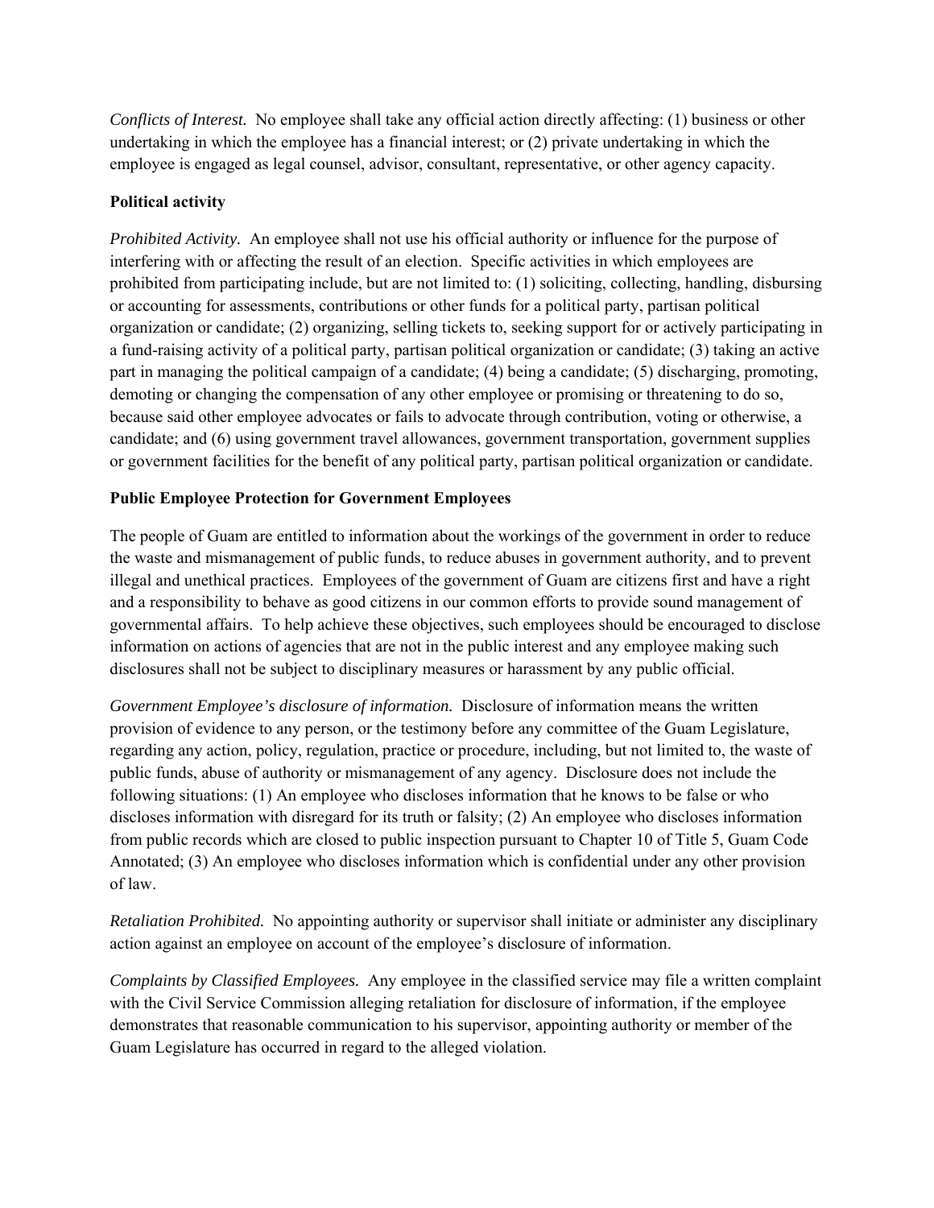*Conflicts of Interest.* No employee shall take any official action directly affecting: (1) business or other undertaking in which the employee has a financial interest; or (2) private undertaking in which the employee is engaged as legal counsel, advisor, consultant, representative, or other agency capacity.

**Political activity**

*Prohibited Activity.* An employee shall not use his official authority or influence for the purpose of interfering with or affecting the result of an election. Specific activities in which employees are prohibited from participating include, but are not limited to: (1) soliciting, collecting, handling, disbursing or accounting for assessments, contributions or other funds for a political party, partisan political organization or candidate; (2) organizing, selling tickets to, seeking support for or actively participating in a fund-raising activity of a political party, partisan political organization or candidate; (3) taking an active part in managing the political campaign of a candidate; (4) being a candidate; (5) discharging, promoting, demoting or changing the compensation of any other employee or promising or threatening to do so, because said other employee advocates or fails to advocate through contribution, voting or otherwise, a candidate; and (6) using government travel allowances, government transportation, government supplies or government facilities for the benefit of any political party, partisan political organization or candidate.

**Public Employee Protection for Government Employees**

The people of Guam are entitled to information about the workings of the government in order to reduce the waste and mismanagement of public funds, to reduce abuses in government authority, and to prevent illegal and unethical practices. Employees of the government of Guam are citizens first and have a right and a responsibility to behave as good citizens in our common efforts to provide sound management of governmental affairs. To help achieve these objectives, such employees should be encouraged to disclose information on actions of agencies that are not in the public interest and any employee making such disclosures shall not be subject to disciplinary measures or harassment by any public official.

*Government Employee's disclosure of information.* Disclosure of information means the written provision of evidence to any person, or the testimony before any committee of the Guam Legislature, regarding any action, policy, regulation, practice or procedure, including, but not limited to, the waste of public funds, abuse of authority or mismanagement of any agency. Disclosure does not include the following situations: (1) An employee who discloses information that he knows to be false or who discloses information with disregard for its truth or falsity; (2) An employee who discloses information from public records which are closed to public inspection pursuant to Chapter 10 of Title 5, Guam Code Annotated; (3) An employee who discloses information which is confidential under any other provision of law.

*Retaliation Prohibited.* No appointing authority or supervisor shall initiate or administer any disciplinary action against an employee on account of the employee's disclosure of information.

*Complaints by Classified Employees.* Any employee in the classified service may file a written complaint with the Civil Service Commission alleging retaliation for disclosure of information, if the employee demonstrates that reasonable communication to his supervisor, appointing authority or member of the Guam Legislature has occurred in regard to the alleged violation.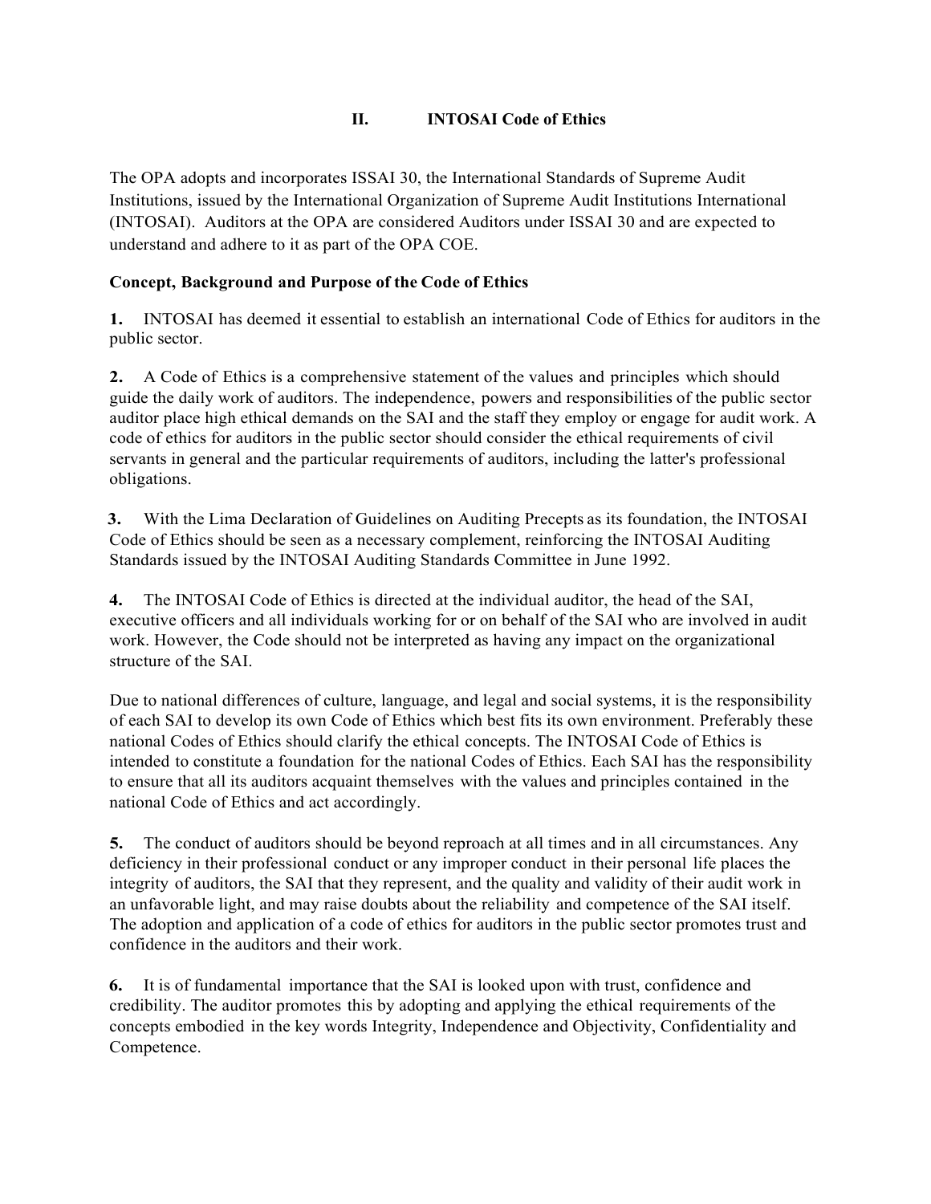## II. INTOSAI Code of Ethics

The OPA adopts and incorporates ISSAI 30, the International Standards of Supreme Audit Institutions, issued by the International Organization of Supreme Audit Institutions International (INTOSAI). Auditors at the OPA are considered Auditors under ISSAI 30 and are expected to understand and adhere to it as part of the OPA COE.

### Concept, Background and Purpose of the Code of Ethics

**1.** INTOSAI has deemed it essential to establish an international Code of Ethics for auditors in the public sector.

**2.** A Code of Ethics is a comprehensive statement of the values and principles which should guide the daily work of auditors. The independence, powers and responsibilities of the public sector auditor place high ethical demands on the SAI and the staff they employ or engage for audit work. A code of ethics for auditors in the public sector should consider the ethical requirements of civil servants in general and the particular requirements of auditors, including the latter's professional obligations.

**3.** With the Lima Declaration of Guidelines on Auditing Precepts as its foundation, the INTOSAI Code of Ethics should be seen as a necessary complement, reinforcing the INTOSAI Auditing Standards issued by the INTOSAI Auditing Standards Committee in June 1992.

**4.** The INTOSAI Code of Ethics is directed at the individual auditor, the head of the SAI, executive officers and all individuals working for or on behalf of the SAI who are involved in audit work. However, the Code should not be interpreted as having any impact on the organizational structure of the SAI.

Due to national differences of culture, language, and legal and social systems, it is the responsibility of each SAI to develop its own Code of Ethics which best fits its own environment. Preferably these national Codes of Ethics should clarify the ethical concepts. The INTOSAI Code of Ethics is intended to constitute a foundation for the national Codes of Ethics. Each SAI has the responsibility to ensure that all its auditors acquaint themselves with the values and principles contained in the national Code of Ethics and act accordingly.

**5.** The conduct of auditors should be beyond reproach at all times and in all circumstances. Any deficiency in their professional conduct or any improper conduct in their personal life places the integrity of auditors, the SAI that they represent, and the quality and validity of their audit work in an unfavorable light, and may raise doubts about the reliability and competence of the SAI itself. The adoption and application of a code of ethics for auditors in the public sector promotes trust and confidence in the auditors and their work.

**6.** It is of fundamental importance that the SAI is looked upon with trust, confidence and credibility. The auditor promotes this by adopting and applying the ethical requirements of the concepts embodied in the key words Integrity, Independence and Objectivity, Confidentiality and Competence.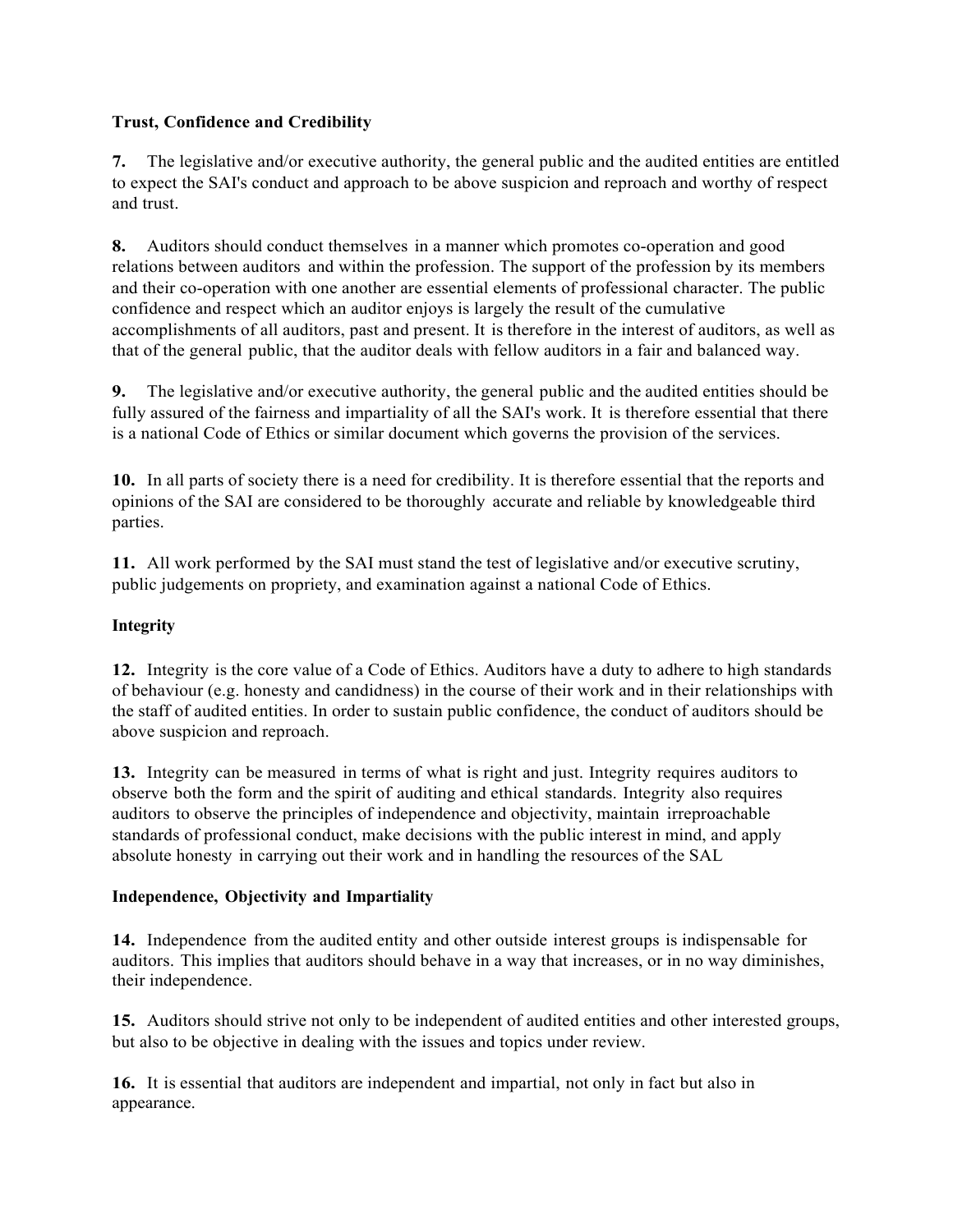**Trust, Confidence and Credibility**

**7.** The legislative and/or executive authority, the general public and the audited entities are entitled to expect the SAI's conduct and approach to be above suspicion and reproach and worthy of respect and trust.

**8.** Auditors should conduct themselves in a manner which promotes co-operation and good relations between auditors and within the profession. The support of the profession by its members and their co-operation with one another are essential elements of professional character. The public confidence and respect which an auditor enjoys is largely the result of the cumulative accomplishments of all auditors, past and present. It is therefore in the interest of auditors, as well as that of the general public, that the auditor deals with fellow auditors in a fair and balanced way.

**9.** The legislative and/or executive authority, the general public and the audited entities should be fully assured of the fairness and impartiality of all the SAI's work. It is therefore essential that there is a national Code of Ethics or similar document which governs the provision of the services.

**10.** In all parts of society there is a need for credibility. It is therefore essential that the reports and opinions of the SAI are considered to be thoroughly accurate and reliable by knowledgeable third parties.

**11.** All work performed by the SAI must stand the test of legislative and/or executive scrutiny, public judgements on propriety, and examination against a national Code of Ethics.

**Integrity**

**12.** Integrity is the core value of a Code of Ethics. Auditors have a duty to adhere to high standards of behaviour (e.g. honesty and candidness) in the course of their work and in their relationships with the staff of audited entities. In order to sustain public confidence, the conduct of auditors should be above suspicion and reproach.

**13.** Integrity can be measured in terms of what is right and just. Integrity requires auditors to observe both the form and the spirit of auditing and ethical standards. Integrity also requires auditors to observe the principles of independence and objectivity, maintain irreproachable standards of professional conduct, make decisions with the public interest in mind, and apply absolute honesty in carrying out their work and in handling the resources of the SAL

**Independence, Objectivity and Impartiality**

**14.** Independence from the audited entity and other outside interest groups is indispensable for auditors. This implies that auditors should behave in a way that increases, or in no way diminishes, their independence.

**15.** Auditors should strive not only to be independent of audited entities and other interested groups, but also to be objective in dealing with the issues and topics under review.

**16.** It is essential that auditors are independent and impartial, not only in fact but also in appearance.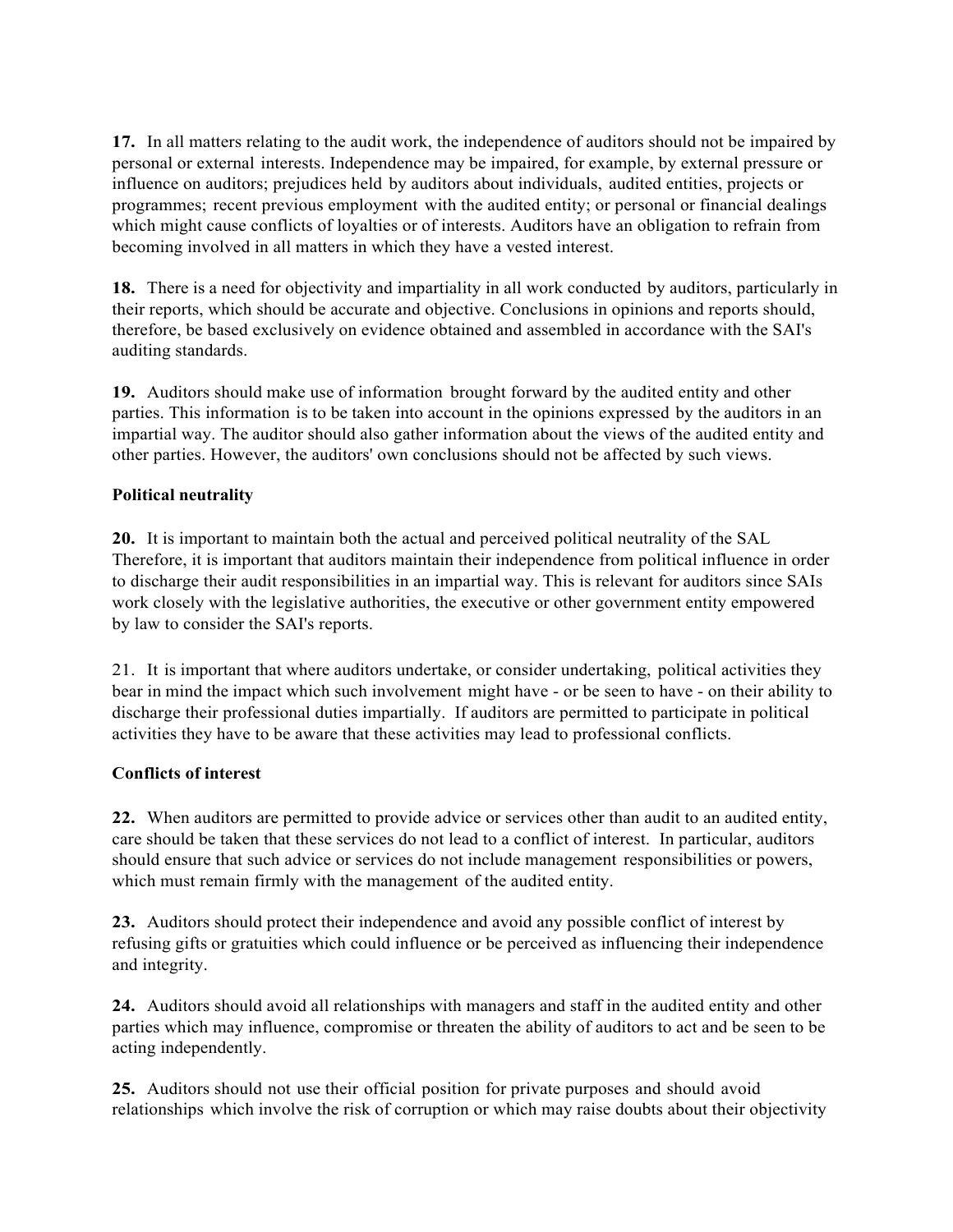**17.** In all matters relating to the audit work, the independence of auditors should not be impaired by personal or external interests. Independence may be impaired, for example, by external pressure or influence on auditors; prejudices held by auditors about individuals, audited entities, projects or programmes; recent previous employment with the audited entity; or personal or financial dealings which might cause conflicts of loyalties or of interests. Auditors have an obligation to refrain from becoming involved in all matters in which they have a vested interest.

**18.** There is a need for objectivity and impartiality in all work conducted by auditors, particularly in their reports, which should be accurate and objective. Conclusions in opinions and reports should, therefore, be based exclusively on evidence obtained and assembled in accordance with the SAI's auditing standards.

**19.** Auditors should make use of information brought forward by the audited entity and other parties. This information is to be taken into account in the opinions expressed by the auditors in an impartial way. The auditor should also gather information about the views of the audited entity and other parties. However, the auditors' own conclusions should not be affected by such views.

**Political neutrality**

**20.** It is important to maintain both the actual and perceived political neutrality of the SAL Therefore, it is important that auditors maintain their independence from political influence in order to discharge their audit responsibilities in an impartial way. This is relevant for auditors since SAIs work closely with the legislative authorities, the executive or other government entity empowered by law to consider the SAI's reports.

21. It is important that where auditors undertake, or consider undertaking, political activities they bear in mind the impact which such involvement might have - or be seen to have - on their ability to discharge their professional duties impartially. If auditors are permitted to participate in political activities they have to be aware that these activities may lead to professional conflicts.

**Conflicts of interest**

**22.** When auditors are permitted to provide advice or services other than audit to an audited entity, care should be taken that these services do not lead to a conflict of interest. In particular, auditors should ensure that such advice or services do not include management responsibilities or powers, which must remain firmly with the management of the audited entity.

**23.** Auditors should protect their independence and avoid any possible conflict of interest by refusing gifts or gratuities which could influence or be perceived as influencing their independence and integrity.

**24.** Auditors should avoid all relationships with managers and staff in the audited entity and other parties which may influence, compromise or threaten the ability of auditors to act and be seen to be acting independently.

**25.** Auditors should not use their official position for private purposes and should avoid relationships which involve the risk of corruption or which may raise doubts about their objectivity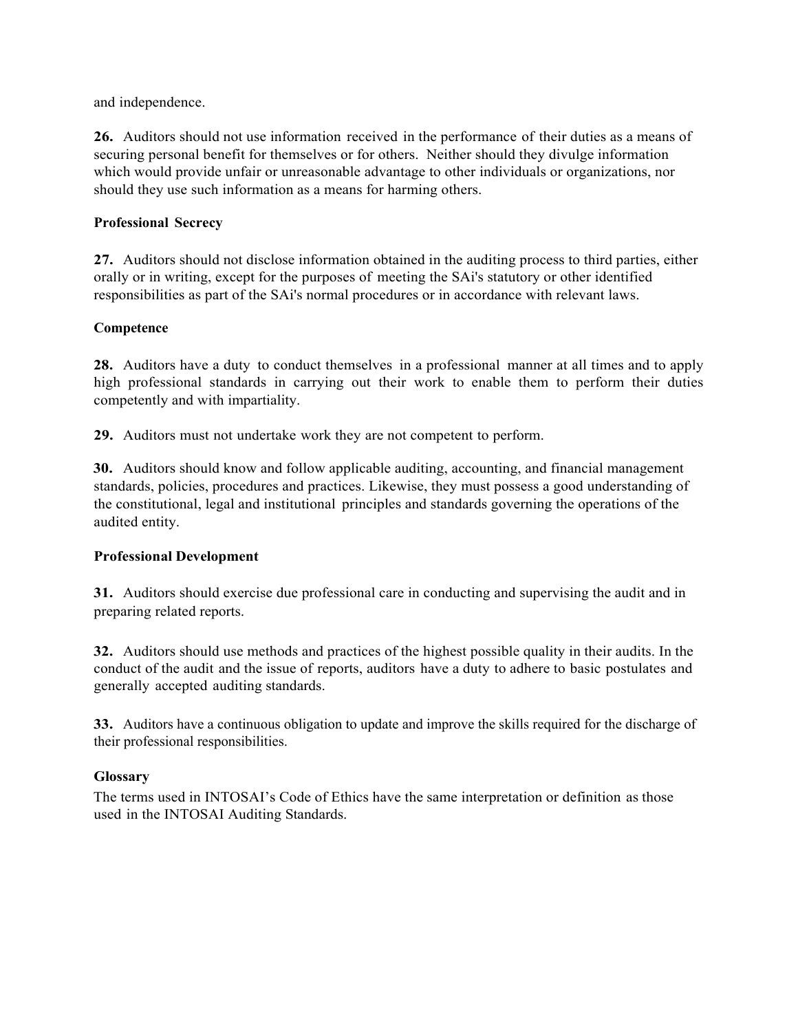and independence.

**26.** Auditors should not use information received in the performance of their duties as a means of securing personal benefit for themselves or for others. Neither should they divulge information which would provide unfair or unreasonable advantage to other individuals or organizations, nor should they use such information as a means for harming others.

**Professional Secrecy**

**27.** Auditors should not disclose information obtained in the auditing process to third parties, either orally or in writing, except for the purposes of meeting the SAi's statutory or other identified responsibilities as part of the SAi's normal procedures or in accordance with relevant laws.

**Competence**

**28.** Auditors have a duty to conduct themselves in a professional manner at all times and to apply high professional standards in carrying out their work to enable them to perform their duties competently and with impartiality.

**29.** Auditors must not undertake work they are not competent to perform.

**30.** Auditors should know and follow applicable auditing, accounting, and financial management standards, policies, procedures and practices. Likewise, they must possess a good understanding of the constitutional, legal and institutional principles and standards governing the operations of the audited entity.

**Professional Development**

**31.** Auditors should exercise due professional care in conducting and supervising the audit and in preparing related reports.

**32.** Auditors should use methods and practices of the highest possible quality in their audits. In the conduct of the audit and the issue of reports, auditors have a duty to adhere to basic postulates and generally accepted auditing standards.

**33.** Auditors have a continuous obligation to update and improve the skills required for the discharge of their professional responsibilities.

**Glossary**

The terms used in INTOSAI's Code of Ethics have the same interpretation or definition as those used in the INTOSAI Auditing Standards.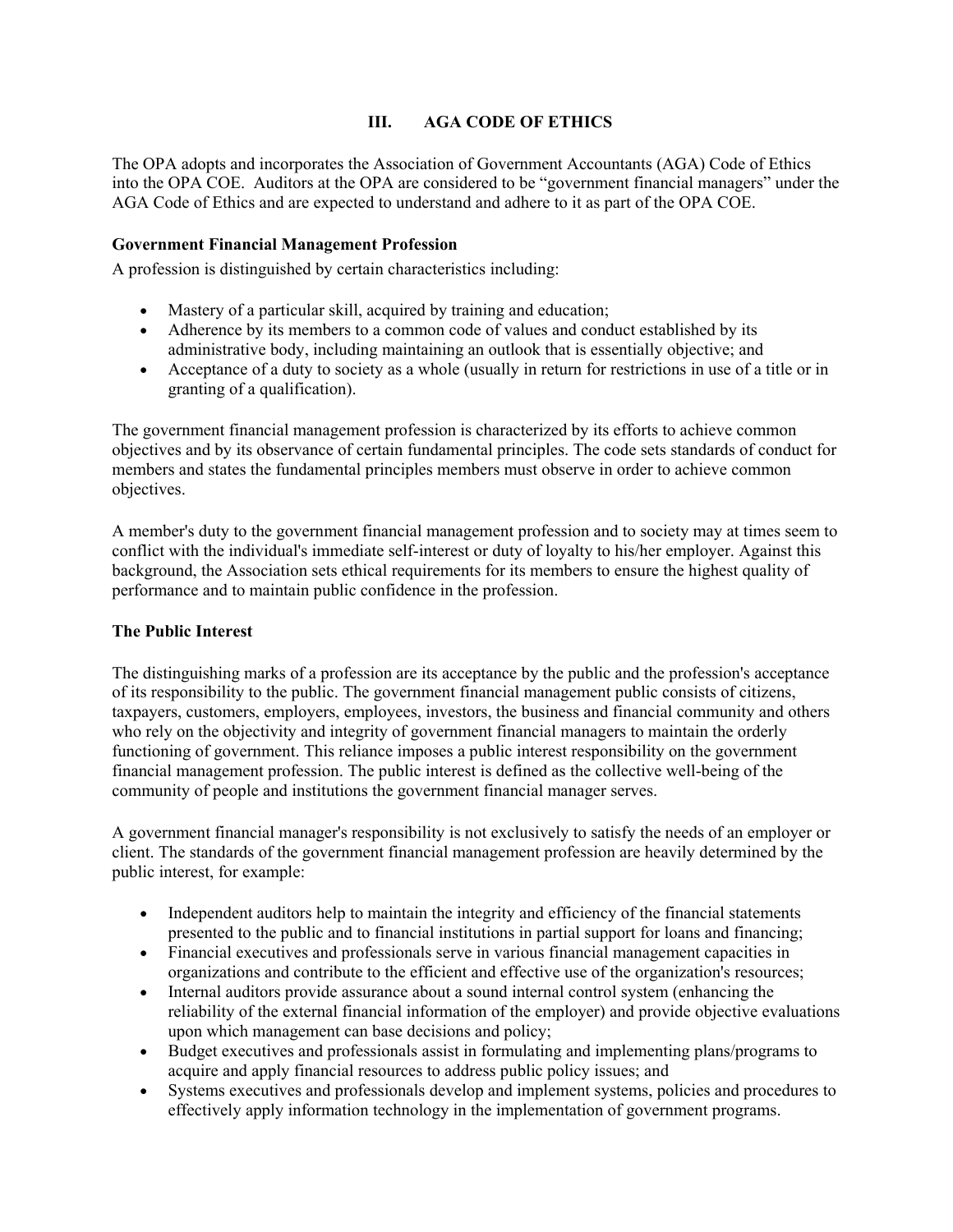## III. AGA CODE OF ETHICS

The OPA adopts and incorporates the Association of Government Accountants (AGA) Code of Ethics into the OPA COE. Auditors at the OPA are considered to be "government financial managers" under the AGA Code of Ethics and are expected to understand and adhere to it as part of the OPA COE.

**Government Financial Management Profession**

A profession is distinguished by certain characteristics including:

- Mastery of a particular skill, acquired by training and education;
- Adherence by its members to a common code of values and conduct established by its administrative body, including maintaining an outlook that is essentially objective; and
- Acceptance of a duty to society as a whole (usually in return for restrictions in use of a title or in granting of a qualification).

The government financial management profession is characterized by its efforts to achieve common objectives and by its observance of certain fundamental principles. The code sets standards of conduct for members and states the fundamental principles members must observe in order to achieve common objectives.

A member's duty to the government financial management profession and to society may at times seem to conflict with the individual's immediate self-interest or duty of loyalty to his/her employer. Against this background, the Association sets ethical requirements for its members to ensure the highest quality of performance and to maintain public confidence in the profession.

**The Public Interest**

The distinguishing marks of a profession are its acceptance by the public and the profession's acceptance of its responsibility to the public. The government financial management public consists of citizens, taxpayers, customers, employers, employees, investors, the business and financial community and others who rely on the objectivity and integrity of government financial managers to maintain the orderly functioning of government. This reliance imposes a public interest responsibility on the government financial management profession. The public interest is defined as the collective well-being of the community of people and institutions the government financial manager serves.

A government financial manager's responsibility is not exclusively to satisfy the needs of an employer or client. The standards of the government financial management profession are heavily determined by the public interest, for example:

- Independent auditors help to maintain the integrity and efficiency of the financial statements presented to the public and to financial institutions in partial support for loans and financing;
- Financial executives and professionals serve in various financial management capacities in organizations and contribute to the efficient and effective use of the organization's resources;
- Internal auditors provide assurance about a sound internal control system (enhancing the reliability of the external financial information of the employer) and provide objective evaluations upon which management can base decisions and policy;
- Budget executives and professionals assist in formulating and implementing plans/programs to acquire and apply financial resources to address public policy issues; and
- Systems executives and professionals develop and implement systems, policies and procedures to effectively apply information technology in the implementation of government programs.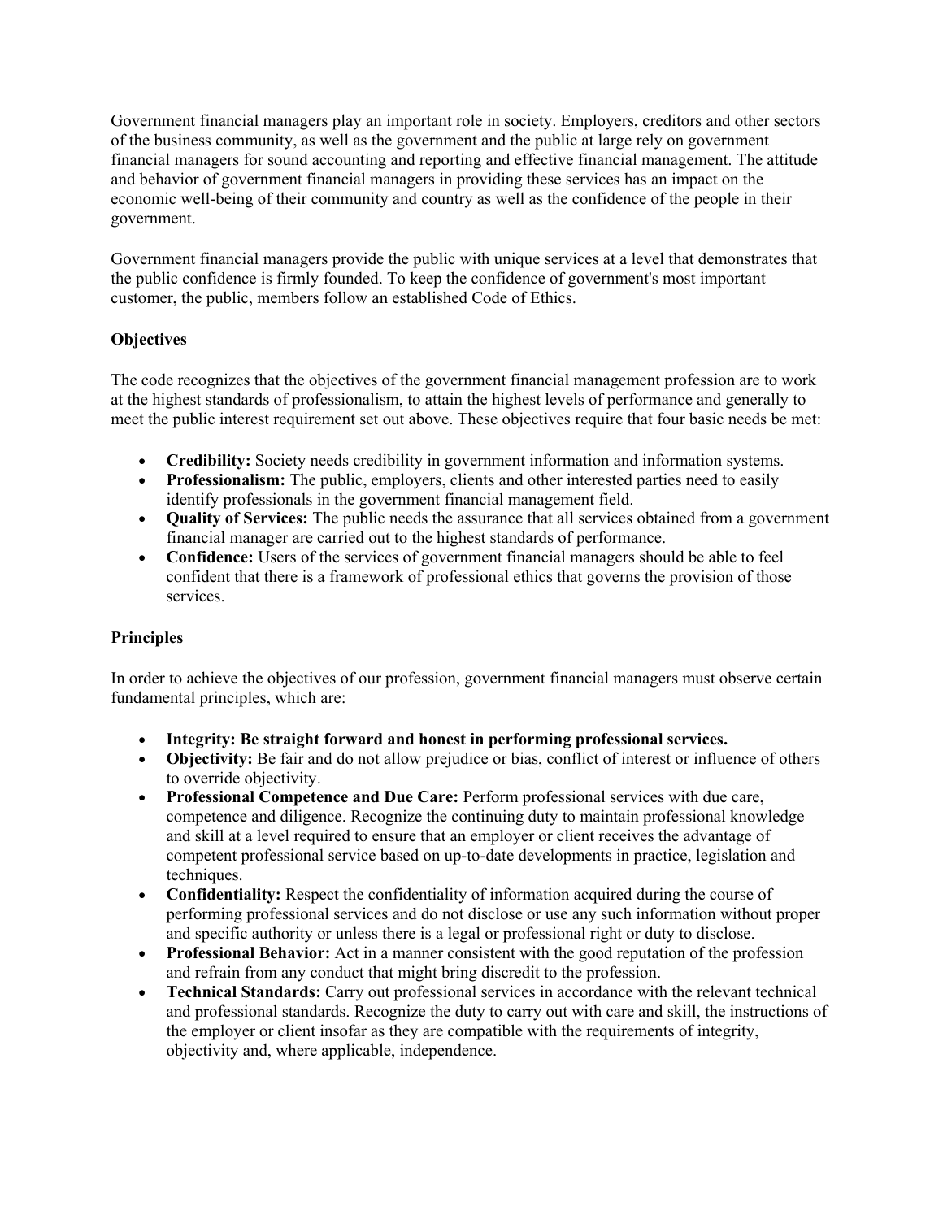Government financial managers play an important role in society. Employers, creditors and other sectors of the business community, as well as the government and the public at large rely on government financial managers for sound accounting and reporting and effective financial management. The attitude and behavior of government financial managers in providing these services has an impact on the economic well-being of their community and country as well as the confidence of the people in their government.

Government financial managers provide the public with unique services at a level that demonstrates that the public confidence is firmly founded. To keep the confidence of government's most important customer, the public, members follow an established Code of Ethics.

**Objectives**

The code recognizes that the objectives of the government financial management profession are to work at the highest standards of professionalism, to attain the highest levels of performance and generally to meet the public interest requirement set out above. These objectives require that four basic needs be met:

- **Credibility:** Society needs credibility in government information and information systems.
- **Professionalism:** The public, employers, clients and other interested parties need to easily identify professionals in the government financial management field.
- **Quality of Services:** The public needs the assurance that all services obtained from a government financial manager are carried out to the highest standards of performance.
- **Confidence:** Users of the services of government financial managers should be able to feel confident that there is a framework of professional ethics that governs the provision of those services.

**Principles**

In order to achieve the objectives of our profession, government financial managers must observe certain fundamental principles, which are:

- **Integrity: Be straight forward and honest in performing professional services.**
- **Objectivity:** Be fair and do not allow prejudice or bias, conflict of interest or influence of others to override objectivity.
- **Professional Competence and Due Care:** Perform professional services with due care, competence and diligence. Recognize the continuing duty to maintain professional knowledge and skill at a level required to ensure that an employer or client receives the advantage of competent professional service based on up-to-date developments in practice, legislation and techniques.
- **Confidentiality:** Respect the confidentiality of information acquired during the course of performing professional services and do not disclose or use any such information without proper and specific authority or unless there is a legal or professional right or duty to disclose.
- **Professional Behavior:** Act in a manner consistent with the good reputation of the profession and refrain from any conduct that might bring discredit to the profession.
- **Technical Standards:** Carry out professional services in accordance with the relevant technical and professional standards. Recognize the duty to carry out with care and skill, the instructions of the employer or client insofar as they are compatible with the requirements of integrity, objectivity and, where applicable, independence.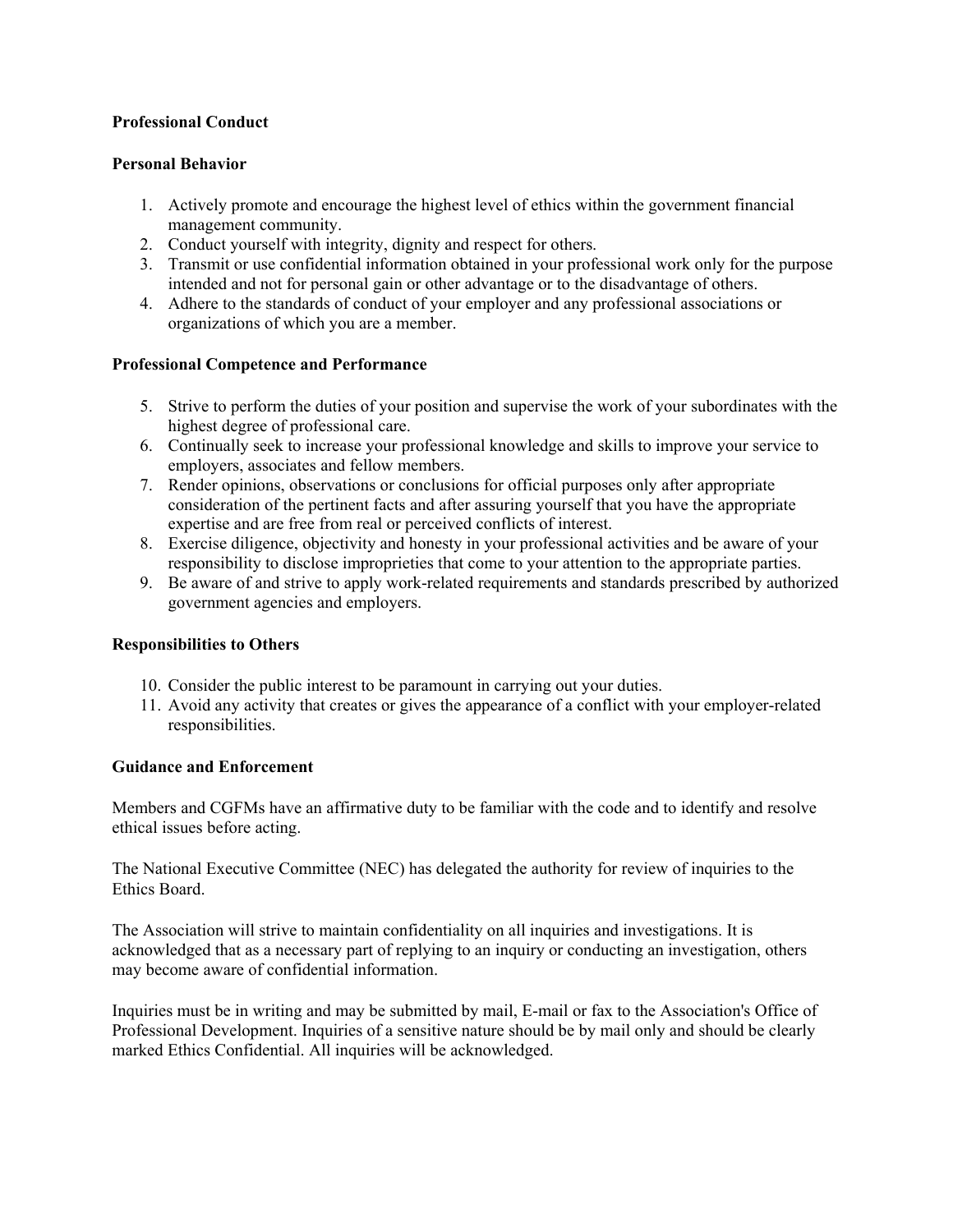## Professional Conduct

### Personal Behavior

1. Actively promote and encourage the highest level of ethics within the government financial management community.
2. Conduct yourself with integrity, dignity and respect for others.
3. Transmit or use confidential information obtained in your professional work only for the purpose intended and not for personal gain or other advantage or to the disadvantage of others.
4. Adhere to the standards of conduct of your employer and any professional associations or organizations of which you are a member.

### Professional Competence and Performance

5. Strive to perform the duties of your position and supervise the work of your subordinates with the highest degree of professional care.
6. Continually seek to increase your professional knowledge and skills to improve your service to employers, associates and fellow members.
7. Render opinions, observations or conclusions for official purposes only after appropriate consideration of the pertinent facts and after assuring yourself that you have the appropriate expertise and are free from real or perceived conflicts of interest.
8. Exercise diligence, objectivity and honesty in your professional activities and be aware of your responsibility to disclose improprieties that come to your attention to the appropriate parties.
9. Be aware of and strive to apply work-related requirements and standards prescribed by authorized government agencies and employers.

### Responsibilities to Others

10. Consider the public interest to be paramount in carrying out your duties.
11. Avoid any activity that creates or gives the appearance of a conflict with your employer-related responsibilities.

### Guidance and Enforcement

Members and CGFMs have an affirmative duty to be familiar with the code and to identify and resolve ethical issues before acting.

The National Executive Committee (NEC) has delegated the authority for review of inquiries to the Ethics Board.

The Association will strive to maintain confidentiality on all inquiries and investigations. It is acknowledged that as a necessary part of replying to an inquiry or conducting an investigation, others may become aware of confidential information.

Inquiries must be in writing and may be submitted by mail, E-mail or fax to the Association's Office of Professional Development. Inquiries of a sensitive nature should be by mail only and should be clearly marked Ethics Confidential. All inquiries will be acknowledged.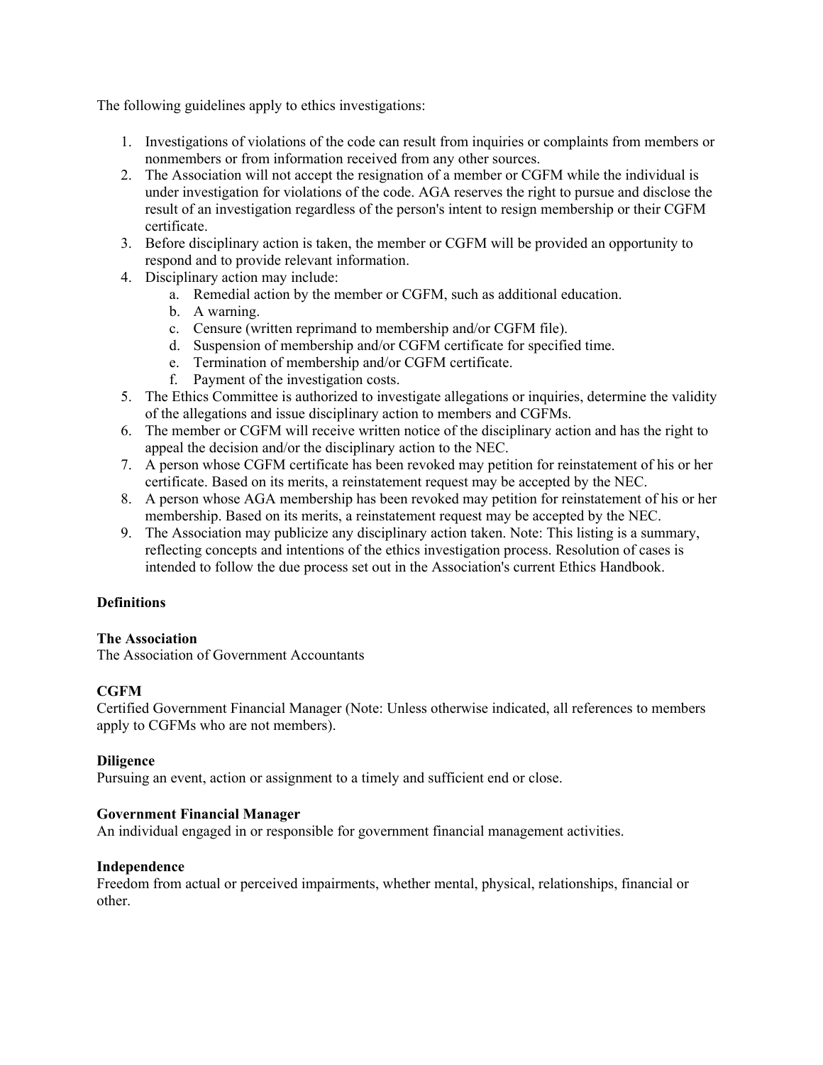The following guidelines apply to ethics investigations:

1. Investigations of violations of the code can result from inquiries or complaints from members or nonmembers or from information received from any other sources.
2. The Association will not accept the resignation of a member or CGFM while the individual is under investigation for violations of the code. AGA reserves the right to pursue and disclose the result of an investigation regardless of the person's intent to resign membership or their CGFM certificate.
3. Before disciplinary action is taken, the member or CGFM will be provided an opportunity to respond and to provide relevant information.
4. Disciplinary action may include:
   a. Remedial action by the member or CGFM, such as additional education.
   b. A warning.
   c. Censure (written reprimand to membership and/or CGFM file).
   d. Suspension of membership and/or CGFM certificate for specified time.
   e. Termination of membership and/or CGFM certificate.
   f. Payment of the investigation costs.
5. The Ethics Committee is authorized to investigate allegations or inquiries, determine the validity of the allegations and issue disciplinary action to members and CGFMs.
6. The member or CGFM will receive written notice of the disciplinary action and has the right to appeal the decision and/or the disciplinary action to the NEC.
7. A person whose CGFM certificate has been revoked may petition for reinstatement of his or her certificate. Based on its merits, a reinstatement request may be accepted by the NEC.
8. A person whose AGA membership has been revoked may petition for reinstatement of his or her membership. Based on its merits, a reinstatement request may be accepted by the NEC.
9. The Association may publicize any disciplinary action taken. Note: This listing is a summary, reflecting concepts and intentions of the ethics investigation process. Resolution of cases is intended to follow the due process set out in the Association's current Ethics Handbook.

**Definitions**

**The Association**
The Association of Government Accountants

**CGFM**
Certified Government Financial Manager (Note: Unless otherwise indicated, all references to members apply to CGFMs who are not members).

**Diligence**
Pursuing an event, action or assignment to a timely and sufficient end or close.

**Government Financial Manager**
An individual engaged in or responsible for government financial management activities.

**Independence**
Freedom from actual or perceived impairments, whether mental, physical, relationships, financial or other.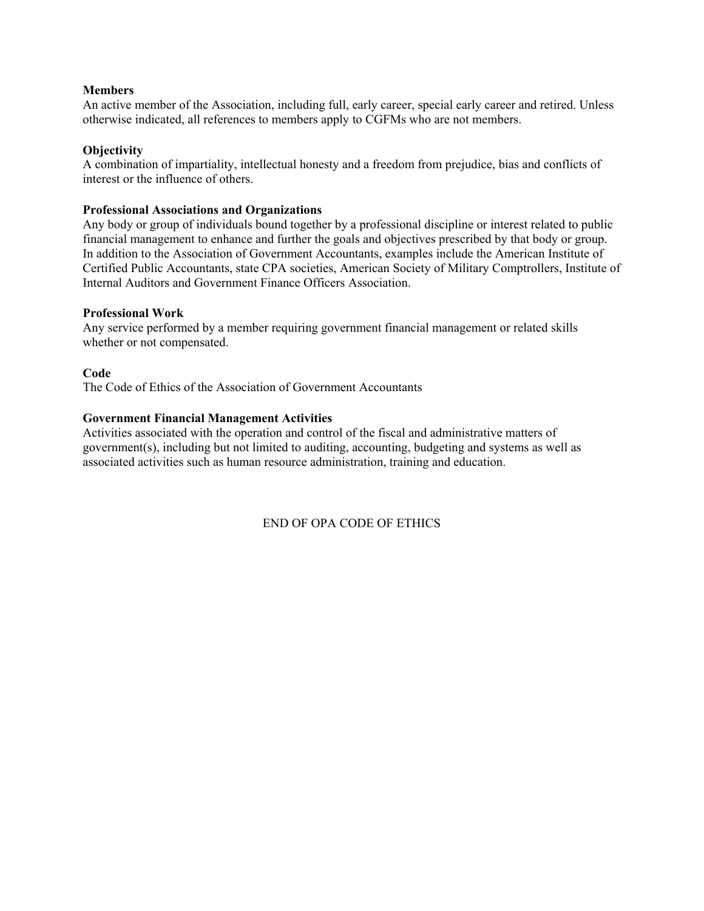**Members**
An active member of the Association, including full, early career, special early career and retired. Unless otherwise indicated, all references to members apply to CGFMs who are not members.

**Objectivity**
A combination of impartiality, intellectual honesty and a freedom from prejudice, bias and conflicts of interest or the influence of others.

**Professional Associations and Organizations**
Any body or group of individuals bound together by a professional discipline or interest related to public financial management to enhance and further the goals and objectives prescribed by that body or group. In addition to the Association of Government Accountants, examples include the American Institute of Certified Public Accountants, state CPA societies, American Society of Military Comptrollers, Institute of Internal Auditors and Government Finance Officers Association.

**Professional Work**
Any service performed by a member requiring government financial management or related skills whether or not compensated.

**Code**
The Code of Ethics of the Association of Government Accountants

**Government Financial Management Activities**
Activities associated with the operation and control of the fiscal and administrative matters of government(s), including but not limited to auditing, accounting, budgeting and systems as well as associated activities such as human resource administration, training and education.

END OF OPA CODE OF ETHICS